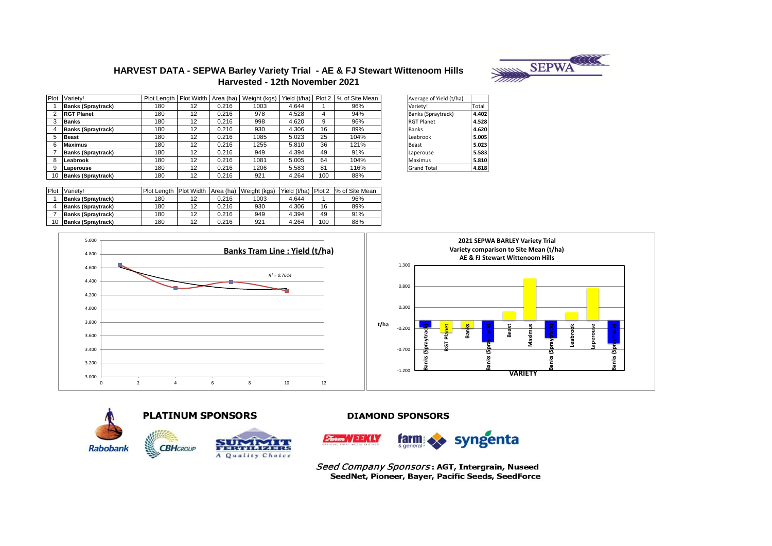## HARVEST DATA - SEPWA Barley Variety Trial - AE & FJ Stewart Wittenoom Hills
## Harvested - 12th November 2021

| Plot | Variety! | Plot Length | Plot Width | Area (ha) | Weight (kgs) | Yield (t/ha) | Plot 2 | % of Site Mean |
|---|---|---|---|---|---|---|---|---|
| 1 | **Banks (Spraytrack)** | 180 | 12 | 0.216 | 1003 | 4.644 | 1 | 96% |
| 2 | **RGT Planet** | 180 | 12 | 0.216 | 978 | 4.528 | 4 | 94% |
| 3 | **Banks** | 180 | 12 | 0.216 | 998 | 4.620 | 9 | 96% |
| 4 | **Banks (Spraytrack)** | 180 | 12 | 0.216 | 930 | 4.306 | 16 | 89% |
| 5 | **Beast** | 180 | 12 | 0.216 | 1085 | 5.023 | 25 | 104% |
| 6 | **Maximus** | 180 | 12 | 0.216 | 1255 | 5.810 | 36 | 121% |
| 7 | **Banks (Spraytrack)** | 180 | 12 | 0.216 | 949 | 4.394 | 49 | 91% |
| 8 | **Leabrook** | 180 | 12 | 0.216 | 1081 | 5.005 | 64 | 104% |
| 9 | **Laperouse** | 180 | 12 | 0.216 | 1206 | 5.583 | 81 | 116% |
| 10 | **Banks (Spraytrack)** | 180 | 12 | 0.216 | 921 | 4.264 | 100 | 88% |

| Average of Yield (t/ha) | |
|---|---|
| Variety! | Total |
| Banks (Spraytrack) | **4.402** |
| RGT Planet | **4.528** |
| Banks | **4.620** |
| Leabrook | **5.005** |
| Beast | **5.023** |
| Laperouse | **5.583** |
| Maximus | **5.810** |
| Grand Total | **4.818** |

| Plot | Variety! | Plot Length | Plot Width | Area (ha) | Weight (kgs) | Yield (t/ha) | Plot 2 | % of Site Mean |
|---|---|---|---|---|---|---|---|---|
| 1 | **Banks (Spraytrack)** | 180 | 12 | 0.216 | 1003 | 4.644 | 1 | 96% |
| 4 | **Banks (Spraytrack)** | 180 | 12 | 0.216 | 930 | 4.306 | 16 | 89% |
| 7 | **Banks (Spraytrack)** | 180 | 12 | 0.216 | 949 | 4.394 | 49 | 91% |
| 10 | **Banks (Spraytrack)** | 180 | 12 | 0.216 | 921 | 4.264 | 100 | 88% |

**Banks Tram Line : Yield (t/ha)**

$R^2 = 0.7614$

**2021 SEPWA BARLEY Variety Trial**
**Variety comparison to Site Mean (t/ha)**
**AE & FJ Stewart Wittenoom Hills**

### PLATINUM SPONSORS

Rabobank, CBH Group, Summit Fertilizers – A Quality Choice

### DIAMOND SPONSORS

Farm Weekly, farm & general, syngenta

*Seed Company Sponsors*: **AGT, Intergrain, Nuseed, SeedNet, Pioneer, Bayer, Pacific Seeds, SeedForce**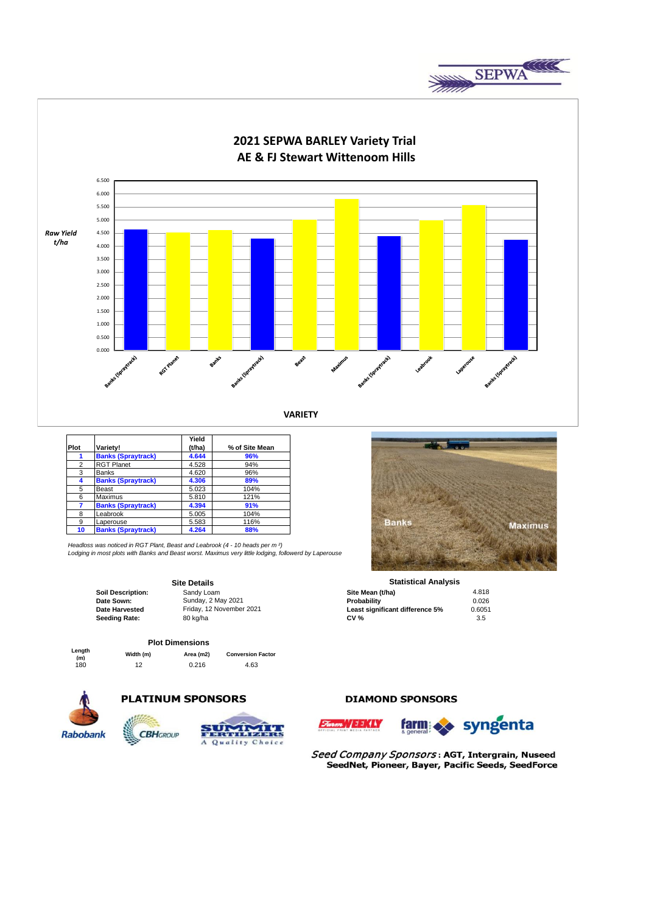# 2021 SEPWA BARLEY Variety Trial
## AE & FJ Stewart Wittenoom Hills

| Plot | Variety! | Yield (t/ha) | % of Site Mean |
|---|---|---|---|
| **1** | **Banks (Spraytrack)** | **4.644** | **96%** |
| 2 | RGT Planet | 4.528 | 94% |
| 3 | Banks | 4.620 | 96% |
| **4** | **Banks (Spraytrack)** | **4.306** | **89%** |
| 5 | Beast | 5.023 | 104% |
| 6 | Maximus | 5.810 | 121% |
| **7** | **Banks (Spraytrack)** | **4.394** | **91%** |
| 8 | Leabrook | 5.005 | 104% |
| 9 | Laperouse | 5.583 | 116% |
| **10** | **Banks (Spraytrack)** | **4.264** | **88%** |

*Headloss was noticed in RGT Plant, Beast and Leabrook (4 - 10 heads per m ²)*
*Lodging in most plots with Banks and Beast worst. Maximus very little lodging, followerd by Laperouse*

### Site Details

| | |
|---|---|
| **Soil Description:** | Sandy Loam |
| **Date Sown:** | Sunday, 2 May 2021 |
| **Date Harvested** | Friday, 12 November 2021 |
| **Seeding Rate:** | 80 kg/ha |

### Statistical Analysis

| | |
|---|---|
| **Site Mean (t/ha)** | 4.818 |
| **Probability** | 0.026 |
| **Least significant difference 5%** | 0.6051 |
| **CV %** | 3.5 |

### Plot Dimensions

| Length (m) | Width (m) | Area (m2) | Conversion Factor |
|---|---|---|---|
| 180 | 12 | 0.216 | 4.63 |

**PLATINUM SPONSORS**

**DIAMOND SPONSORS**

*Seed Company Sponsors* : **AGT, Intergrain, Nuseed SeedNet, Pioneer, Bayer, Pacific Seeds, SeedForce**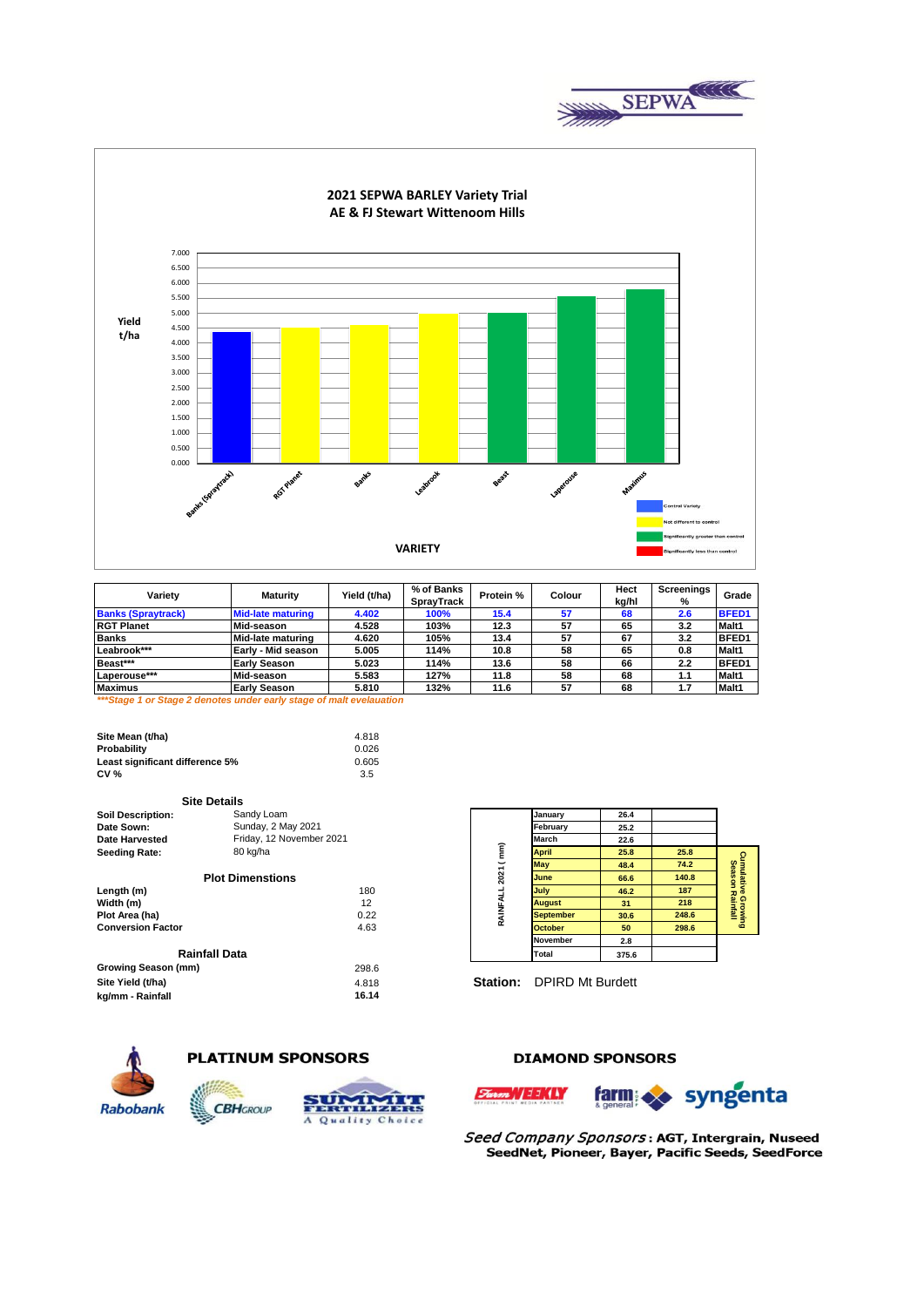SEPWA

## 2021 SEPWA BARLEY Variety Trial
## AE & FJ Stewart Wittenoom Hills

Yield t/ha

7.000
6.500
6.000
5.500
5.000
4.500
4.000
3.500
3.000
2.500
2.000
1.500
1.000
0.500
0.000

Banks (Spraytrack)
RGT Planet
Banks
Leabrook
Beast
Laperouse
Maximus

VARIETY

Control Variety
Not different to control
Significantly greater than control
Significantly less than control

| Variety | Maturity | Yield (t/ha) | % of Banks SprayTrack | Protein % | Colour | Hect kg/hl | Screenings % | Grade |
|---|---|---|---|---|---|---|---|---|
| Banks (Spraytrack) | Mid-late maturing | 4.402 | 100% | 15.4 | 57 | 68 | 2.6 | BFED1 |
| RGT Planet | Mid-season | 4.528 | 103% | 12.3 | 57 | 65 | 3.2 | Malt1 |
| Banks | Mid-late maturing | 4.620 | 105% | 13.4 | 57 | 67 | 3.2 | BFED1 |
| Leabrook*** | Early - Mid season | 5.005 | 114% | 10.8 | 58 | 65 | 0.8 | Malt1 |
| Beast*** | Early Season | 5.023 | 114% | 13.6 | 58 | 66 | 2.2 | BFED1 |
| Laperouse*** | Mid-season | 5.583 | 127% | 11.8 | 58 | 68 | 1.1 | Malt1 |
| Maximus | Early Season | 5.810 | 132% | 11.6 | 57 | 68 | 1.7 | Malt1 |

****Stage 1 or Stage 2 denotes under early stage of malt evelauation*

| | |
|---|---|
| **Site Mean (t/ha)** | 4.818 |
| **Probability** | 0.026 |
| **Least significant difference 5%** | 0.605 |
| **CV %** | 3.5 |

### Site Details

| | |
|---|---|
| **Soil Description:** | Sandy Loam |
| **Date Sown:** | Sunday, 2 May 2021 |
| **Date Harvested** | Friday, 12 November 2021 |
| **Seeding Rate:** | 80 kg/ha |

### Plot Dimenstions

| | |
|---|---|
| **Length (m)** | 180 |
| **Width (m)** | 12 |
| **Plot Area (ha)** | 0.22 |
| **Conversion Factor** | 4.63 |

### Rainfall Data

| | |
|---|---|
| **Growing Season (mm)** | 298.6 |
| **Site Yield (t/ha)** | 4.818 |
| **kg/mm - Rainfall** | 16.14 |

RAINFALL 2021 ( mm)

| Month | Rainfall | Cumulative Growing Season Rainfall |
|---|---|---|
| January | 26.4 | |
| February | 25.2 | |
| March | 22.6 | |
| April | 25.8 | 25.8 |
| May | 48.4 | 74.2 |
| June | 66.6 | 140.8 |
| July | 46.2 | 187 |
| August | 31 | 218 |
| September | 30.6 | 248.6 |
| October | 50 | 298.6 |
| November | 2.8 | |
| Total | 375.6 | |

**Station:** DPIRD Mt Burdett

**PLATINUM SPONSORS**

Rabobank, CBH GROUP, SUMMIT FERTILIZERS A Quality Choice

**DIAMOND SPONSORS**

Farm WEEKLY, farm & general, syngenta

*Seed Company Sponsors*: **AGT, Intergrain, Nuseed SeedNet, Pioneer, Bayer, Pacific Seeds, SeedForce**